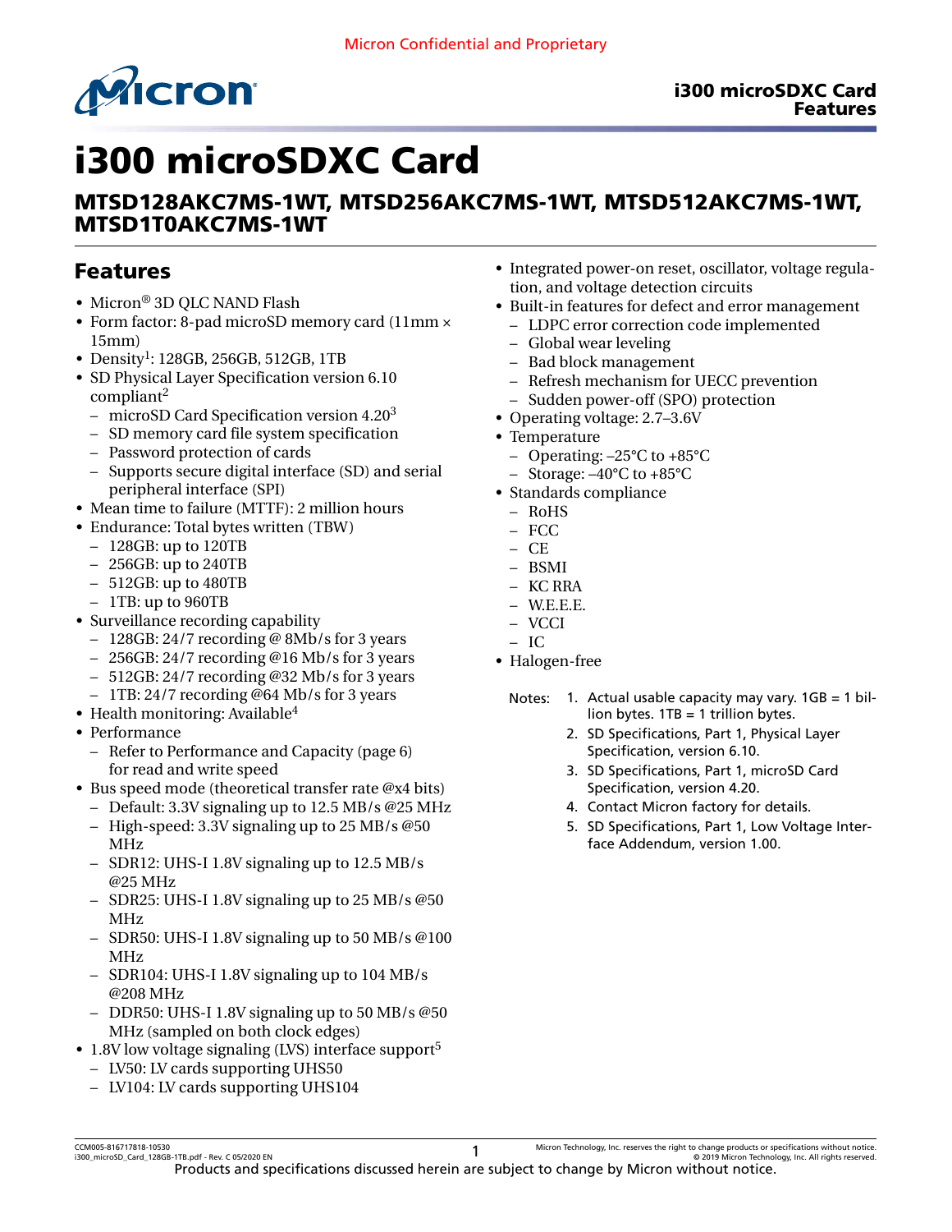# i300 microSDXC Card

## MTSD128AKC7MS-1WT, MTSD256AKC7MS-1WT, MTSD512AKC7MS-1WT, MTSD1T0AKC7MS-1WT

## Features

- Micron® 3D QLC NAND Flash
- Form factor: 8-pad microSD memory card (11mm × 15mm)
- Density[1]: 128GB, 256GB, 512GB, 1TB
- SD Physical Layer Specification version 6.10 compliant[2]
  - microSD Card Specification version 4.20[3]
  - SD memory card file system specification
  - Password protection of cards
  - Supports secure digital interface (SD) and serial peripheral interface (SPI)
- Mean time to failure (MTTF): 2 million hours
- Endurance: Total bytes written (TBW)
  - 128GB: up to 120TB
  - 256GB: up to 240TB
  - 512GB: up to 480TB
  - 1TB: up to 960TB
- Surveillance recording capability
  - 128GB: 24/7 recording @ 8Mb/s for 3 years
  - 256GB: 24/7 recording @16 Mb/s for 3 years
  - 512GB: 24/7 recording @32 Mb/s for 3 years
  - 1TB: 24/7 recording @64 Mb/s for 3 years
- Health monitoring: Available[4]
- Performance
  - Refer to Performance and Capacity (page 6) for read and write speed
- Bus speed mode (theoretical transfer rate @x4 bits)
  - Default: 3.3V signaling up to 12.5 MB/s @25 MHz
  - High-speed: 3.3V signaling up to 25 MB/s @50 MHz
  - SDR12: UHS-I 1.8V signaling up to 12.5 MB/s @25 MHz
  - SDR25: UHS-I 1.8V signaling up to 25 MB/s @50 MHz
  - SDR50: UHS-I 1.8V signaling up to 50 MB/s @100 MHz
  - SDR104: UHS-I 1.8V signaling up to 104 MB/s @208 MHz
  - DDR50: UHS-I 1.8V signaling up to 50 MB/s @50 MHz (sampled on both clock edges)
- 1.8V low voltage signaling (LVS) interface support[5]
  - LV50: LV cards supporting UHS50
  - LV104: LV cards supporting UHS104
- Integrated power-on reset, oscillator, voltage regulation, and voltage detection circuits
- Built-in features for defect and error management
  - LDPC error correction code implemented
  - Global wear leveling
  - Bad block management
  - Refresh mechanism for UECC prevention
  - Sudden power-off (SPO) protection
- Operating voltage: 2.7–3.6V
- Temperature
  - Operating: –25°C to +85°C
  - Storage: –40°C to +85°C
- Standards compliance
  - RoHS
  - FCC
  - CE
  - BSMI
  - KC RRA
  - W.E.E.E.
  - VCCI
  - IC
- Halogen-free

Notes:
1. Actual usable capacity may vary. 1GB = 1 billion bytes. 1TB = 1 trillion bytes.
2. SD Specifications, Part 1, Physical Layer Specification, version 6.10.
3. SD Specifications, Part 1, microSD Card Specification, version 4.20.
4. Contact Micron factory for details.
5. SD Specifications, Part 1, Low Voltage Interface Addendum, version 1.00.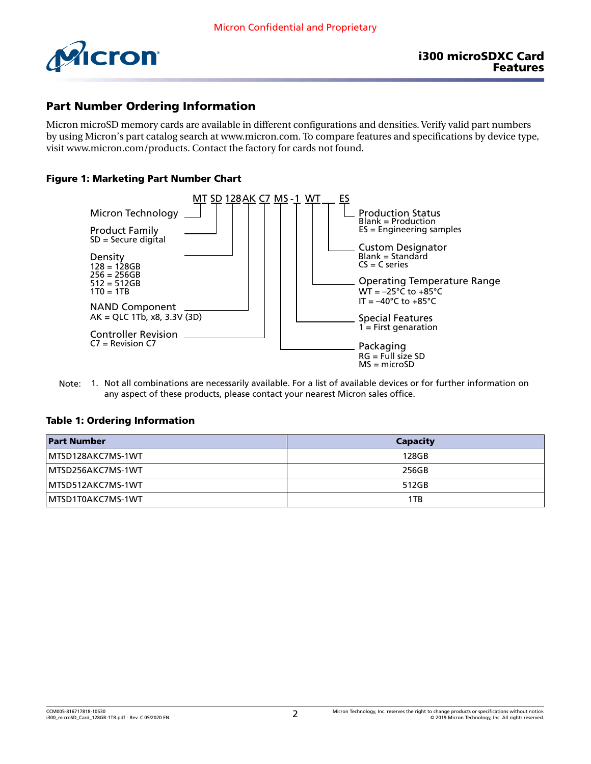## Part Number Ordering Information

Micron microSD memory cards are available in different configurations and densities. Verify valid part numbers by using Micron's part catalog search at www.micron.com. To compare features and specifications by device type, visit www.micron.com/products. Contact the factory for cards not found.

**Figure 1: Marketing Part Number Chart**

MT SD 128 AK C7 MS - 1 WT ES

Micron Technology

Product Family
SD = Secure digital

Density
128 = 128GB
256 = 256GB
512 = 512GB
1T0 = 1TB

NAND Component
AK = QLC 1Tb, x8, 3.3V (3D)

Controller Revision
C7 = Revision C7

Production Status
Blank = Production
ES = Engineering samples

Custom Designator
Blank = Standard
CS = C series

Operating Temperature Range
WT = –25°C to +85°C
IT = –40°C to +85°C

Special Features
1 = First genaration

Packaging
RG = Full size SD
MS = microSD

Note: 1. Not all combinations are necessarily available. For a list of available devices or for further information on any aspect of these products, please contact your nearest Micron sales office.

**Table 1: Ordering Information**

| Part Number | Capacity |
|---|---|
| MTSD128AKC7MS-1WT | 128GB |
| MTSD256AKC7MS-1WT | 256GB |
| MTSD512AKC7MS-1WT | 512GB |
| MTSD1T0AKC7MS-1WT | 1TB |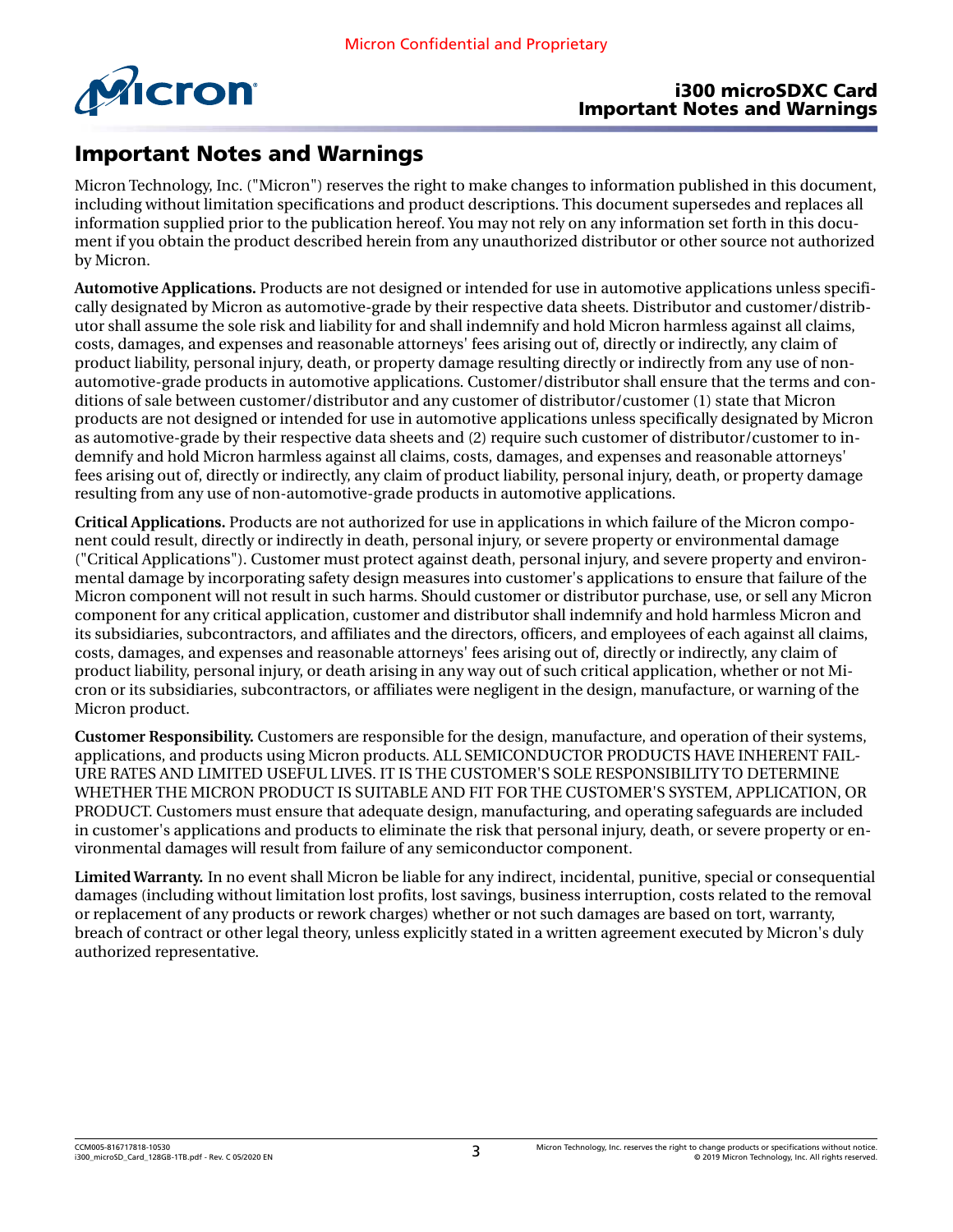# Important Notes and Warnings

Micron Technology, Inc. ("Micron") reserves the right to make changes to information published in this document, including without limitation specifications and product descriptions. This document supersedes and replaces all information supplied prior to the publication hereof. You may not rely on any information set forth in this document if you obtain the product described herein from any unauthorized distributor or other source not authorized by Micron.

**Automotive Applications.** Products are not designed or intended for use in automotive applications unless specifically designated by Micron as automotive-grade by their respective data sheets. Distributor and customer/distributor shall assume the sole risk and liability for and shall indemnify and hold Micron harmless against all claims, costs, damages, and expenses and reasonable attorneys' fees arising out of, directly or indirectly, any claim of product liability, personal injury, death, or property damage resulting directly or indirectly from any use of non-automotive-grade products in automotive applications. Customer/distributor shall ensure that the terms and conditions of sale between customer/distributor and any customer of distributor/customer (1) state that Micron products are not designed or intended for use in automotive applications unless specifically designated by Micron as automotive-grade by their respective data sheets and (2) require such customer of distributor/customer to indemnify and hold Micron harmless against all claims, costs, damages, and expenses and reasonable attorneys' fees arising out of, directly or indirectly, any claim of product liability, personal injury, death, or property damage resulting from any use of non-automotive-grade products in automotive applications.

**Critical Applications.** Products are not authorized for use in applications in which failure of the Micron component could result, directly or indirectly in death, personal injury, or severe property or environmental damage ("Critical Applications"). Customer must protect against death, personal injury, and severe property and environmental damage by incorporating safety design measures into customer's applications to ensure that failure of the Micron component will not result in such harms. Should customer or distributor purchase, use, or sell any Micron component for any critical application, customer and distributor shall indemnify and hold harmless Micron and its subsidiaries, subcontractors, and affiliates and the directors, officers, and employees of each against all claims, costs, damages, and expenses and reasonable attorneys' fees arising out of, directly or indirectly, any claim of product liability, personal injury, or death arising in any way out of such critical application, whether or not Micron or its subsidiaries, subcontractors, or affiliates were negligent in the design, manufacture, or warning of the Micron product.

**Customer Responsibility.** Customers are responsible for the design, manufacture, and operation of their systems, applications, and products using Micron products. ALL SEMICONDUCTOR PRODUCTS HAVE INHERENT FAILURE RATES AND LIMITED USEFUL LIVES. IT IS THE CUSTOMER'S SOLE RESPONSIBILITY TO DETERMINE WHETHER THE MICRON PRODUCT IS SUITABLE AND FIT FOR THE CUSTOMER'S SYSTEM, APPLICATION, OR PRODUCT. Customers must ensure that adequate design, manufacturing, and operating safeguards are included in customer's applications and products to eliminate the risk that personal injury, death, or severe property or environmental damages will result from failure of any semiconductor component.

**Limited Warranty.** In no event shall Micron be liable for any indirect, incidental, punitive, special or consequential damages (including without limitation lost profits, lost savings, business interruption, costs related to the removal or replacement of any products or rework charges) whether or not such damages are based on tort, warranty, breach of contract or other legal theory, unless explicitly stated in a written agreement executed by Micron's duly authorized representative.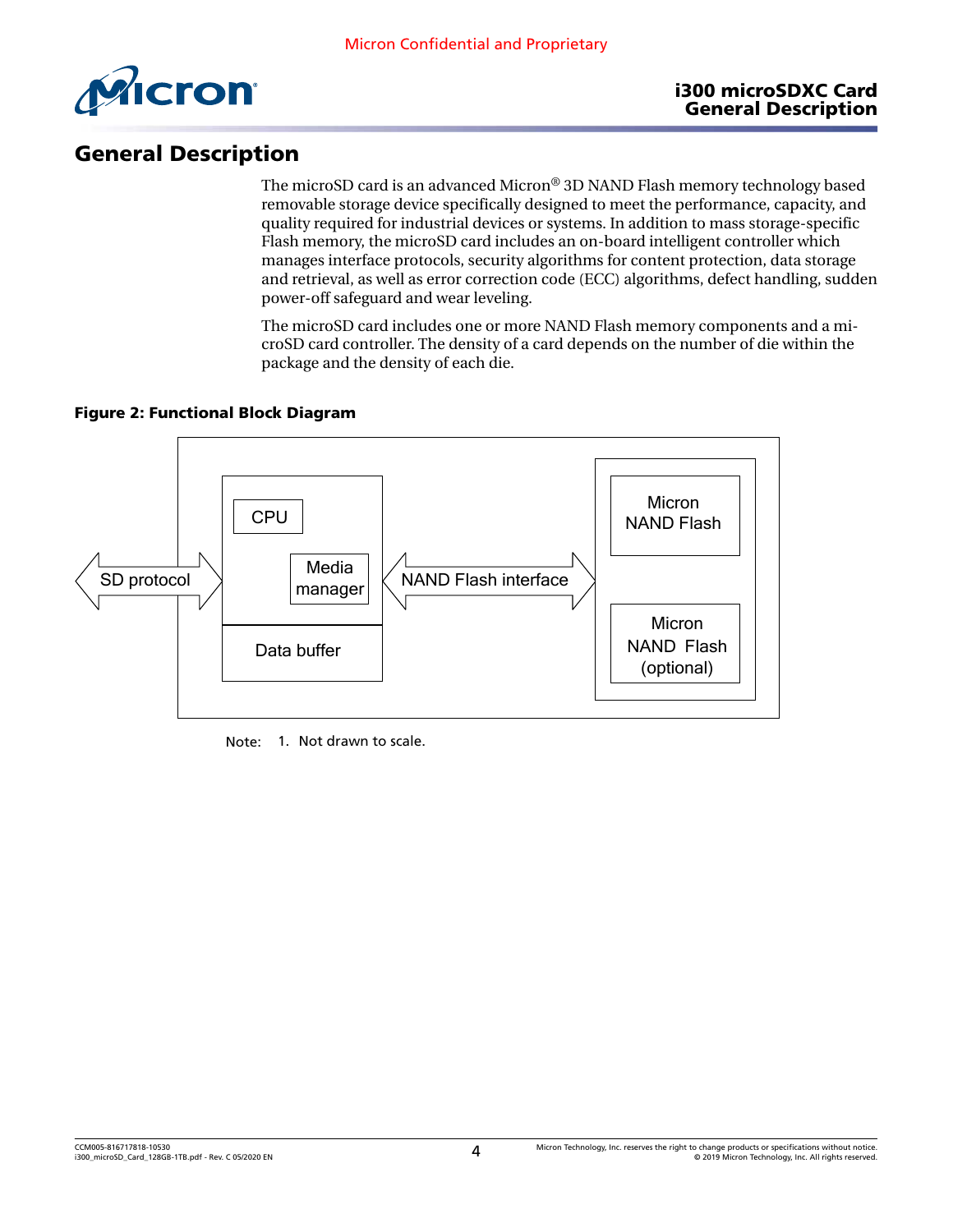## General Description

The microSD card is an advanced Micron® 3D NAND Flash memory technology based removable storage device specifically designed to meet the performance, capacity, and quality required for industrial devices or systems. In addition to mass storage-specific Flash memory, the microSD card includes an on-board intelligent controller which manages interface protocols, security algorithms for content protection, data storage and retrieval, as well as error correction code (ECC) algorithms, defect handling, sudden power-off safeguard and wear leveling.

The microSD card includes one or more NAND Flash memory components and a microSD card controller. The density of a card depends on the number of die within the package and the density of each die.

**Figure 2: Functional Block Diagram**

SD protocol
CPU
Media manager
Data buffer
NAND Flash interface
Micron NAND Flash
Micron NAND Flash (optional)

Note: 1. Not drawn to scale.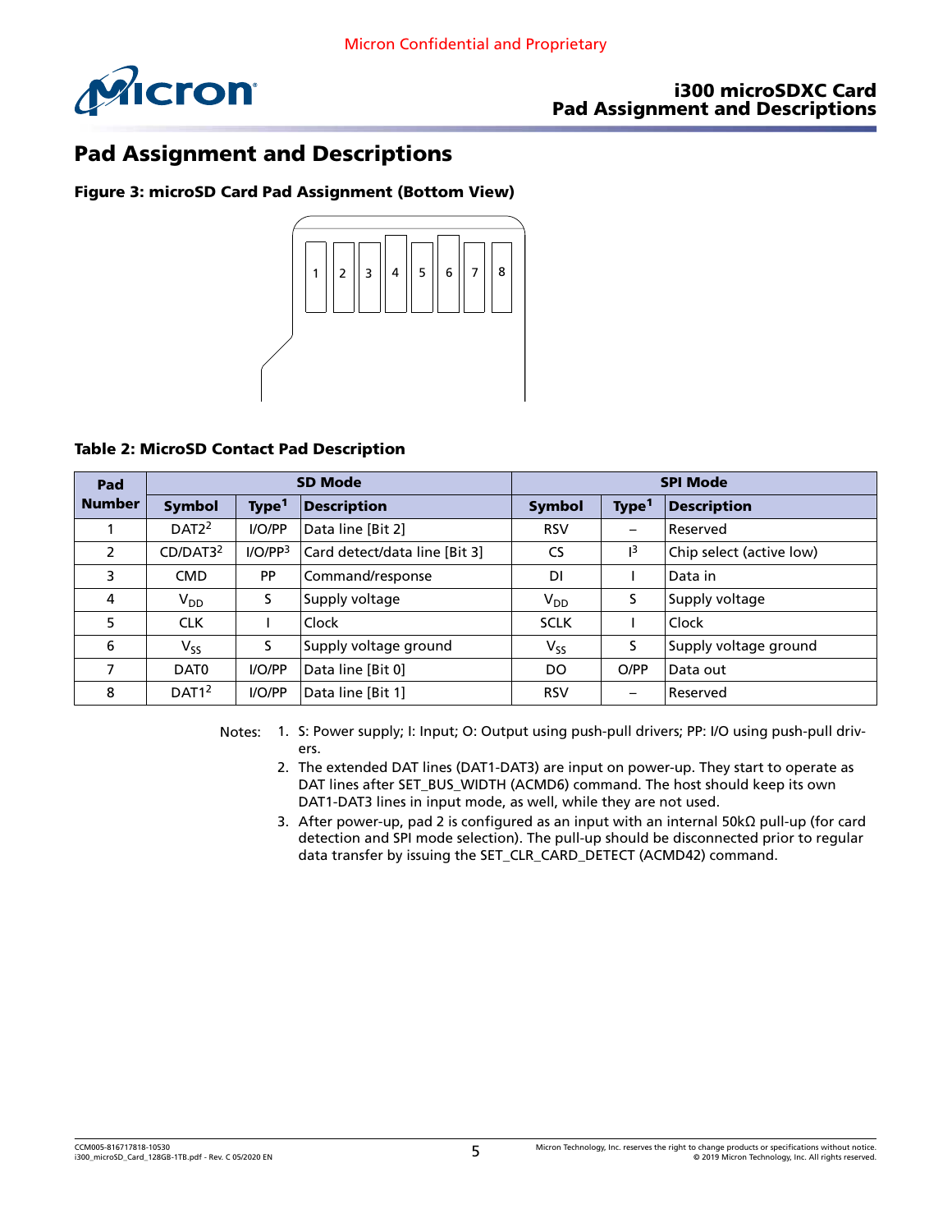# Pad Assignment and Descriptions

**Figure 3: microSD Card Pad Assignment (Bottom View)**

1 2 3 4 5 6 7 8

**Table 2: MicroSD Contact Pad Description**

| Pad Number | SD Mode | | | SPI Mode | | |
|---|---|---|---|---|---|---|
| | **Symbol** | **Type[1]** | **Description** | **Symbol** | **Type[1]** | **Description** |
| 1 | DAT2[2] | I/O/PP | Data line [Bit 2] | RSV | – | Reserved |
| 2 | CD/DAT3[2] | I/O/PP[3] | Card detect/data line [Bit 3] | CS | I[3] | Chip select (active low) |
| 3 | CMD | PP | Command/response | DI | I | Data in |
| 4 | $V_{DD}$ | S | Supply voltage | $V_{DD}$ | S | Supply voltage |
| 5 | CLK | I | Clock | SCLK | I | Clock |
| 6 | $V_{SS}$ | S | Supply voltage ground | $V_{SS}$ | S | Supply voltage ground |
| 7 | DAT0 | I/O/PP | Data line [Bit 0] | DO | O/PP | Data out |
| 8 | DAT1[2] | I/O/PP | Data line [Bit 1] | RSV | – | Reserved |

Notes:
1. S: Power supply; I: Input; O: Output using push-pull drivers; PP: I/O using push-pull drivers.
2. The extended DAT lines (DAT1-DAT3) are input on power-up. They start to operate as DAT lines after SET_BUS_WIDTH (ACMD6) command. The host should keep its own DAT1-DAT3 lines in input mode, as well, while they are not used.
3. After power-up, pad 2 is configured as an input with an internal 50kΩ pull-up (for card detection and SPI mode selection). The pull-up should be disconnected prior to regular data transfer by issuing the SET_CLR_CARD_DETECT (ACMD42) command.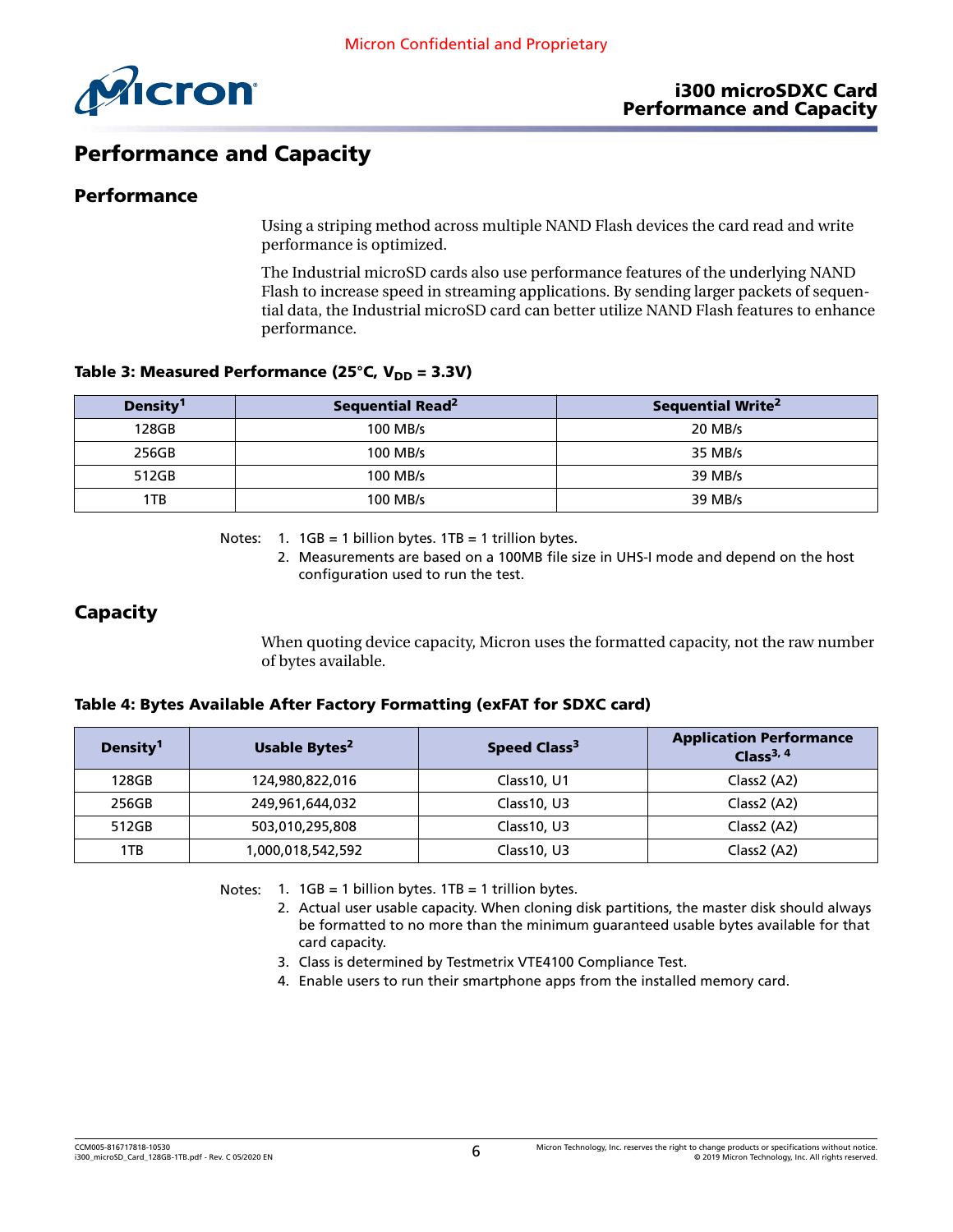# Performance and Capacity

## Performance

Using a striping method across multiple NAND Flash devices the card read and write performance is optimized.

The Industrial microSD cards also use performance features of the underlying NAND Flash to increase speed in streaming applications. By sending larger packets of sequential data, the Industrial microSD card can better utilize NAND Flash features to enhance performance.

**Table 3: Measured Performance (25°C, $V_{DD}$ = 3.3V)**

| Density[1] | Sequential Read[2] | Sequential Write[2] |
|---|---|---|
| 128GB | 100 MB/s | 20 MB/s |
| 256GB | 100 MB/s | 35 MB/s |
| 512GB | 100 MB/s | 39 MB/s |
| 1TB | 100 MB/s | 39 MB/s |

Notes:
1. 1GB = 1 billion bytes. 1TB = 1 trillion bytes.
2. Measurements are based on a 100MB file size in UHS-I mode and depend on the host configuration used to run the test.

## Capacity

When quoting device capacity, Micron uses the formatted capacity, not the raw number of bytes available.

**Table 4: Bytes Available After Factory Formatting (exFAT for SDXC card)**

| Density[1] | Usable Bytes[2] | Speed Class[3] | Application Performance Class[3, 4] |
|---|---|---|---|
| 128GB | 124,980,822,016 | Class10, U1 | Class2 (A2) |
| 256GB | 249,961,644,032 | Class10, U3 | Class2 (A2) |
| 512GB | 503,010,295,808 | Class10, U3 | Class2 (A2) |
| 1TB | 1,000,018,542,592 | Class10, U3 | Class2 (A2) |

Notes:
1. 1GB = 1 billion bytes. 1TB = 1 trillion bytes.
2. Actual user usable capacity. When cloning disk partitions, the master disk should always be formatted to no more than the minimum guaranteed usable bytes available for that card capacity.
3. Class is determined by Testmetrix VTE4100 Compliance Test.
4. Enable users to run their smartphone apps from the installed memory card.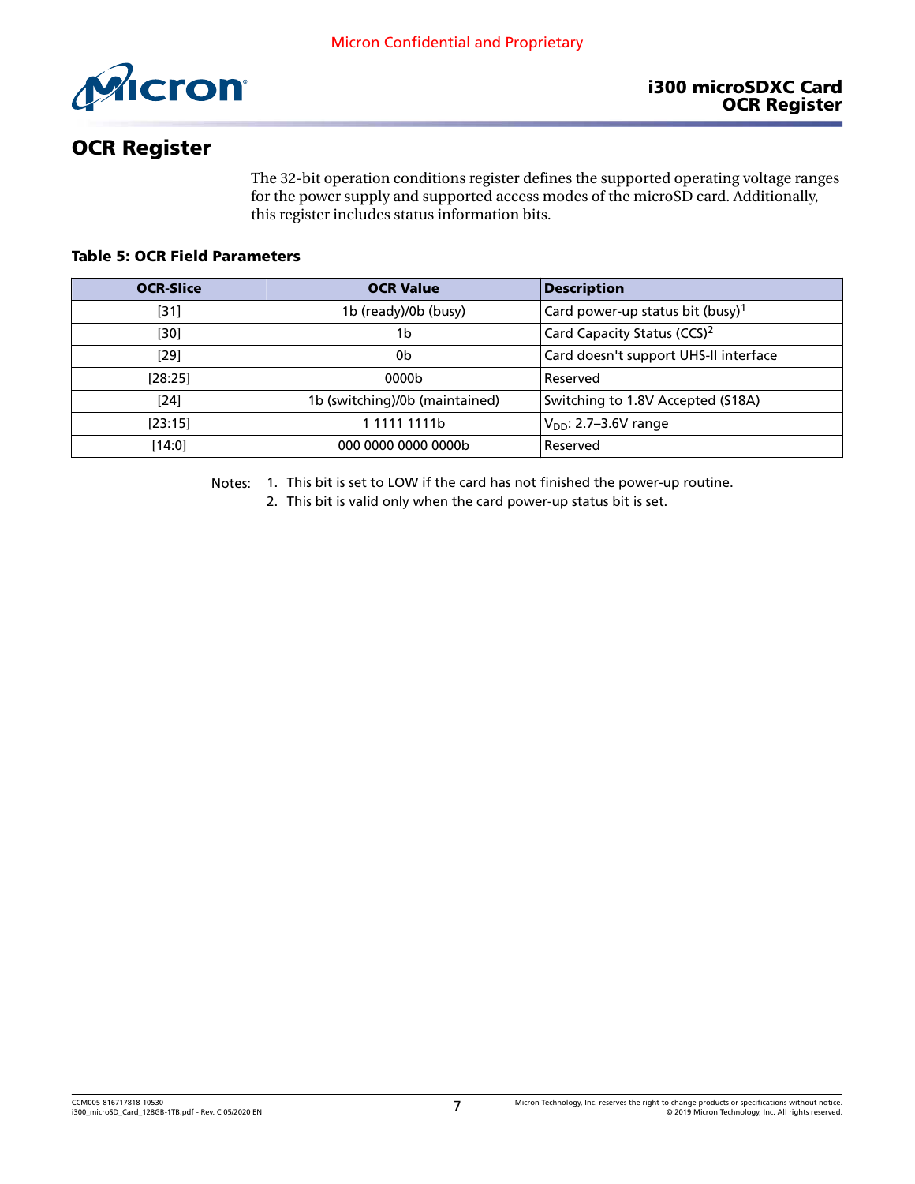# OCR Register

The 32-bit operation conditions register defines the supported operating voltage ranges for the power supply and supported access modes of the microSD card. Additionally, this register includes status information bits.

**Table 5: OCR Field Parameters**

| OCR-Slice | OCR Value | Description |
|---|---|---|
| [31] | 1b (ready)/0b (busy) | Card power-up status bit (busy)[1] |
| [30] | 1b | Card Capacity Status (CCS)[2] |
| [29] | 0b | Card doesn't support UHS-II interface |
| [28:25] | 0000b | Reserved |
| [24] | 1b (switching)/0b (maintained) | Switching to 1.8V Accepted (S18A) |
| [23:15] | 1 1111 1111b | $V_{DD}$: 2.7–3.6V range |
| [14:0] | 000 0000 0000 0000b | Reserved |

Notes:
1. This bit is set to LOW if the card has not finished the power-up routine.
2. This bit is valid only when the card power-up status bit is set.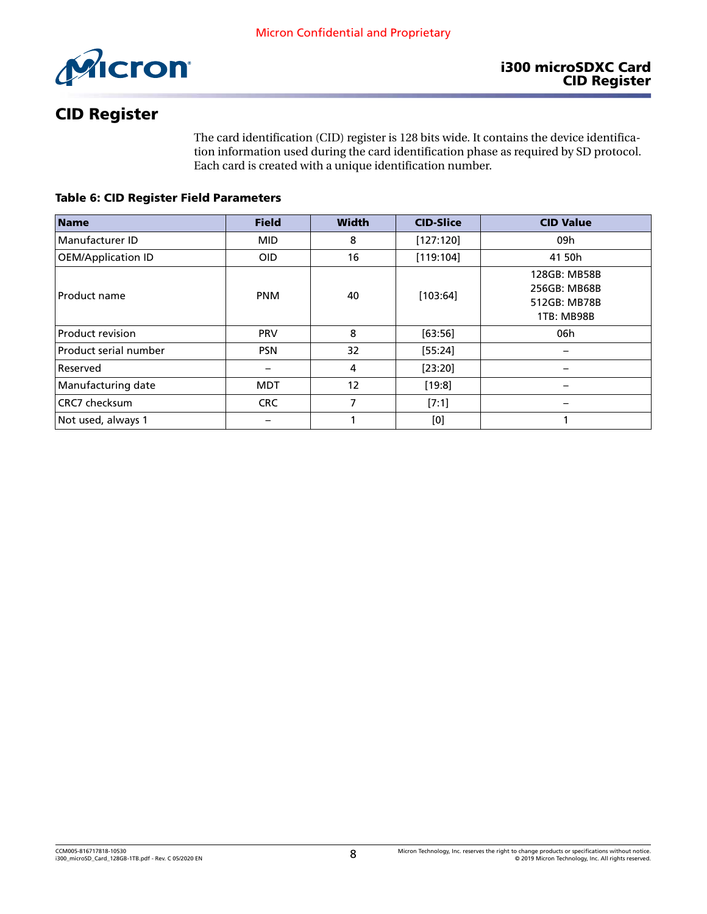# CID Register

The card identification (CID) register is 128 bits wide. It contains the device identification information used during the card identification phase as required by SD protocol. Each card is created with a unique identification number.

**Table 6: CID Register Field Parameters**

| Name | Field | Width | CID-Slice | CID Value |
|---|---|---|---|---|
| Manufacturer ID | MID | 8 | [127:120] | 09h |
| OEM/Application ID | OID | 16 | [119:104] | 41 50h |
| Product name | PNM | 40 | [103:64] | 128GB: MB58B<br>256GB: MB68B<br>512GB: MB78B<br>1TB: MB98B |
| Product revision | PRV | 8 | [63:56] | 06h |
| Product serial number | PSN | 32 | [55:24] | – |
| Reserved | – | 4 | [23:20] | – |
| Manufacturing date | MDT | 12 | [19:8] | – |
| CRC7 checksum | CRC | 7 | [7:1] | – |
| Not used, always 1 | – | 1 | [0] | 1 |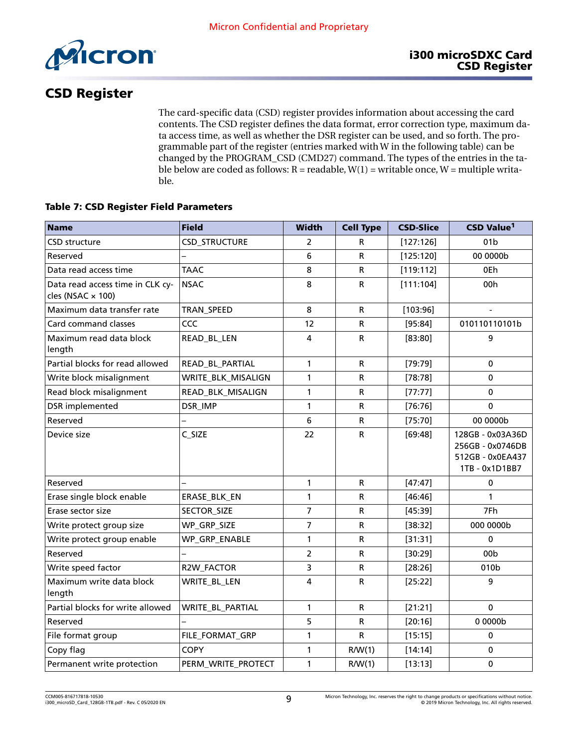# CSD Register

The card-specific data (CSD) register provides information about accessing the card contents. The CSD register defines the data format, error correction type, maximum data access time, as well as whether the DSR register can be used, and so forth. The programmable part of the register (entries marked with W in the following table) can be changed by the PROGRAM_CSD (CMD27) command. The types of the entries in the table below are coded as follows: R = readable, W(1) = writable once, W = multiple writable.

**Table 7: CSD Register Field Parameters**

| Name | Field | Width | Cell Type | CSD-Slice | CSD Value[1] |
|---|---|---|---|---|---|
| CSD structure | CSD_STRUCTURE | 2 | R | [127:126] | 01b |
| Reserved | – | 6 | R | [125:120] | 00 0000b |
| Data read access time | TAAC | 8 | R | [119:112] | 0Eh |
| Data read access time in CLK cycles (NSAC × 100) | NSAC | 8 | R | [111:104] | 00h |
| Maximum data transfer rate | TRAN_SPEED | 8 | R | [103:96] | - |
| Card command classes | CCC | 12 | R | [95:84] | 010110110101b |
| Maximum read data block length | READ_BL_LEN | 4 | R | [83:80] | 9 |
| Partial blocks for read allowed | READ_BL_PARTIAL | 1 | R | [79:79] | 0 |
| Write block misalignment | WRITE_BLK_MISALIGN | 1 | R | [78:78] | 0 |
| Read block misalignment | READ_BLK_MISALIGN | 1 | R | [77:77] | 0 |
| DSR implemented | DSR_IMP | 1 | R | [76:76] | 0 |
| Reserved | – | 6 | R | [75:70] | 00 0000b |
| Device size | C_SIZE | 22 | R | [69:48] | 128GB - 0x03A36D<br>256GB - 0x0746DB<br>512GB - 0x0EA437<br>1TB - 0x1D1BB7 |
| Reserved | – | 1 | R | [47:47] | 0 |
| Erase single block enable | ERASE_BLK_EN | 1 | R | [46:46] | 1 |
| Erase sector size | SECTOR_SIZE | 7 | R | [45:39] | 7Fh |
| Write protect group size | WP_GRP_SIZE | 7 | R | [38:32] | 000 0000b |
| Write protect group enable | WP_GRP_ENABLE | 1 | R | [31:31] | 0 |
| Reserved | – | 2 | R | [30:29] | 00b |
| Write speed factor | R2W_FACTOR | 3 | R | [28:26] | 010b |
| Maximum write data block length | WRITE_BL_LEN | 4 | R | [25:22] | 9 |
| Partial blocks for write allowed | WRITE_BL_PARTIAL | 1 | R | [21:21] | 0 |
| Reserved | – | 5 | R | [20:16] | 0 0000b |
| File format group | FILE_FORMAT_GRP | 1 | R | [15:15] | 0 |
| Copy flag | COPY | 1 | R/W(1) | [14:14] | 0 |
| Permanent write protection | PERM_WRITE_PROTECT | 1 | R/W(1) | [13:13] | 0 |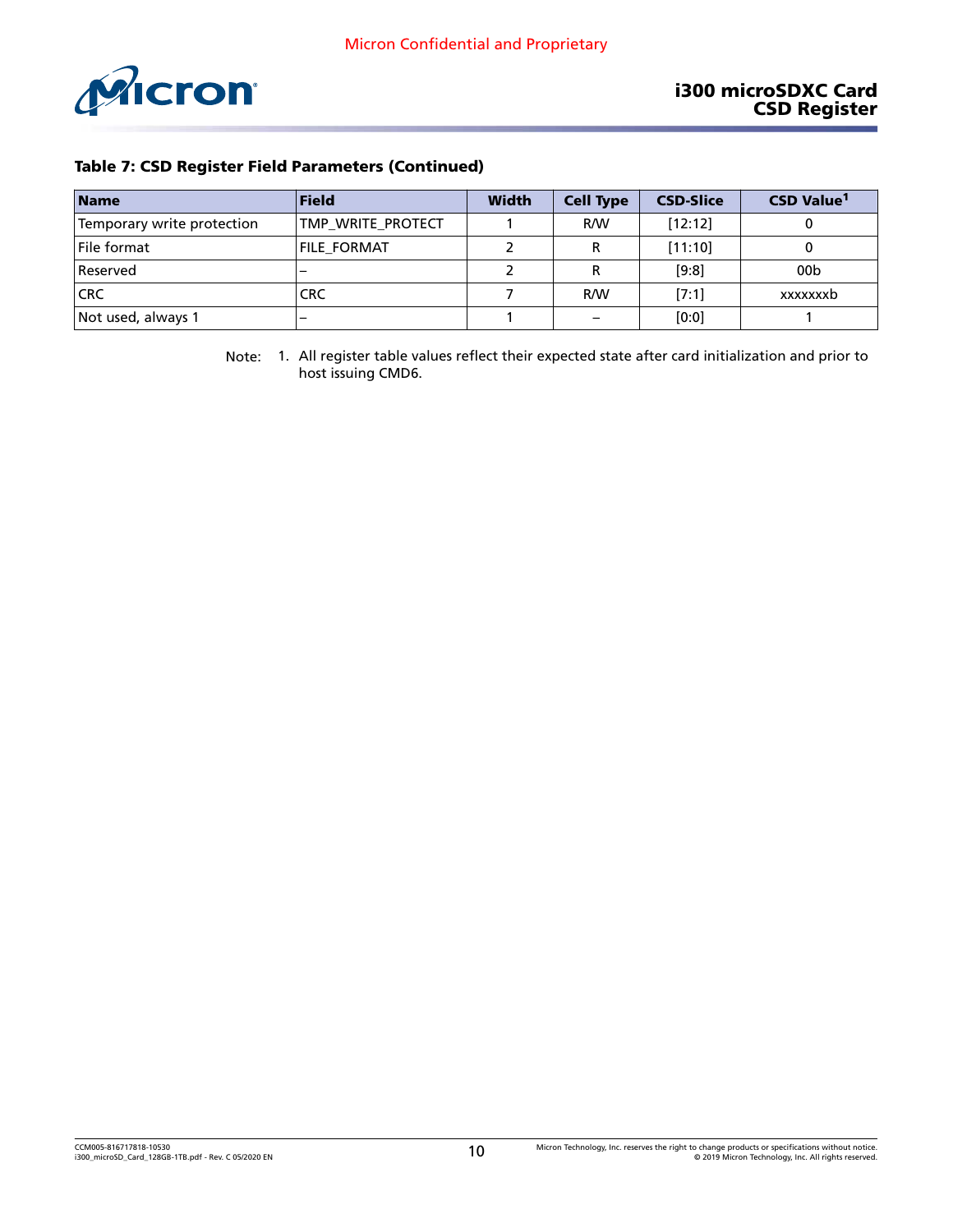**Table 7: CSD Register Field Parameters (Continued)**

| Name | Field | Width | Cell Type | CSD-Slice | CSD Value[1] |
|---|---|---|---|---|---|
| Temporary write protection | TMP_WRITE_PROTECT | 1 | R/W | [12:12] | 0 |
| File format | FILE_FORMAT | 2 | R | [11:10] | 0 |
| Reserved | – | 2 | R | [9:8] | 00b |
| CRC | CRC | 7 | R/W | [7:1] | xxxxxxxb |
| Not used, always 1 | – | 1 | – | [0:0] | 1 |

Note: 1. All register table values reflect their expected state after card initialization and prior to host issuing CMD6.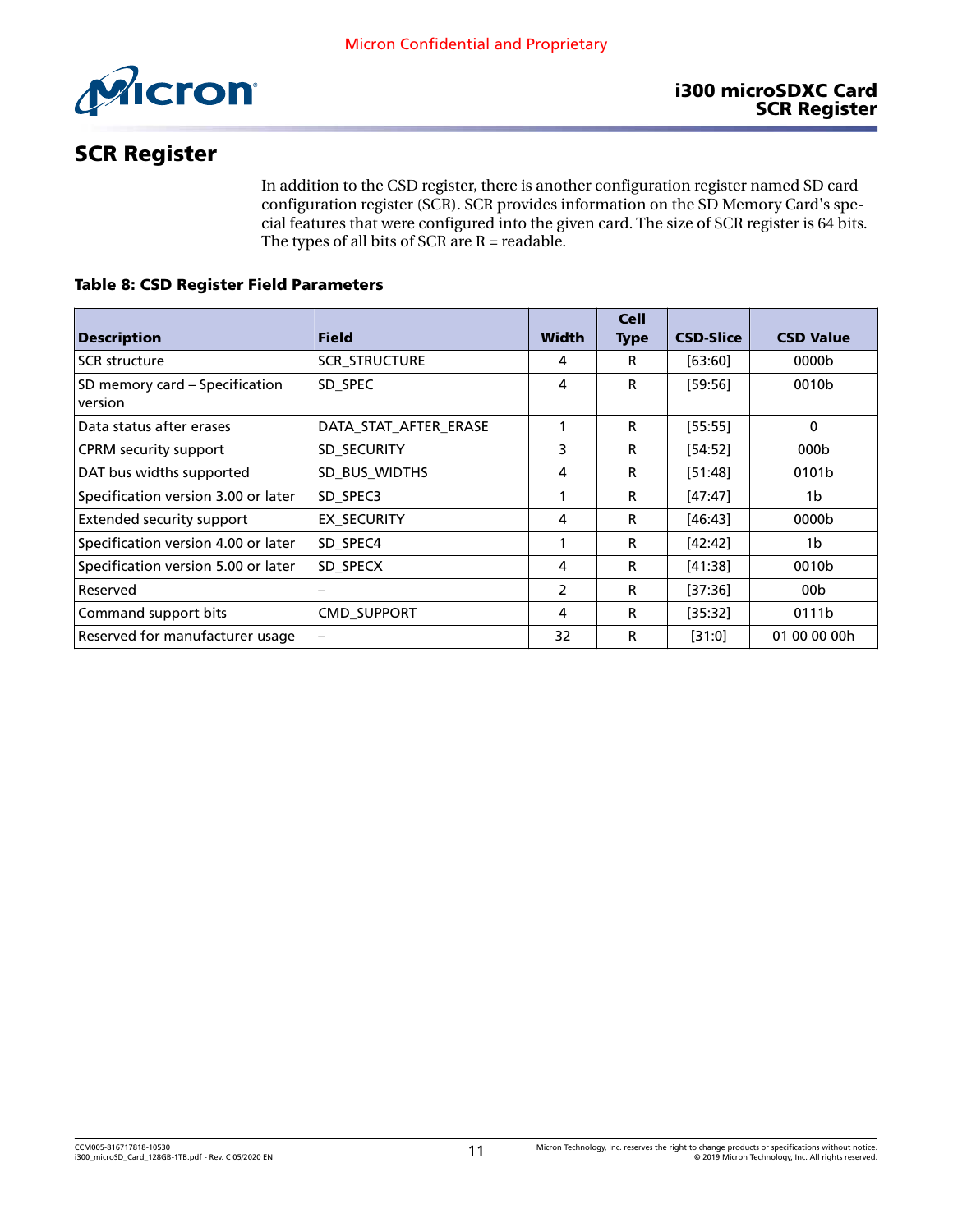# SCR Register

In addition to the CSD register, there is another configuration register named SD card configuration register (SCR). SCR provides information on the SD Memory Card's special features that were configured into the given card. The size of SCR register is 64 bits. The types of all bits of SCR are R = readable.

**Table 8: CSD Register Field Parameters**

| Description | Field | Width | Cell Type | CSD-Slice | CSD Value |
|---|---|---|---|---|---|
| SCR structure | SCR_STRUCTURE | 4 | R | [63:60] | 0000b |
| SD memory card – Specification version | SD_SPEC | 4 | R | [59:56] | 0010b |
| Data status after erases | DATA_STAT_AFTER_ERASE | 1 | R | [55:55] | 0 |
| CPRM security support | SD_SECURITY | 3 | R | [54:52] | 000b |
| DAT bus widths supported | SD_BUS_WIDTHS | 4 | R | [51:48] | 0101b |
| Specification version 3.00 or later | SD_SPEC3 | 1 | R | [47:47] | 1b |
| Extended security support | EX_SECURITY | 4 | R | [46:43] | 0000b |
| Specification version 4.00 or later | SD_SPEC4 | 1 | R | [42:42] | 1b |
| Specification version 5.00 or later | SD_SPECX | 4 | R | [41:38] | 0010b |
| Reserved | – | 2 | R | [37:36] | 00b |
| Command support bits | CMD_SUPPORT | 4 | R | [35:32] | 0111b |
| Reserved for manufacturer usage | – | 32 | R | [31:0] | 01 00 00 00h |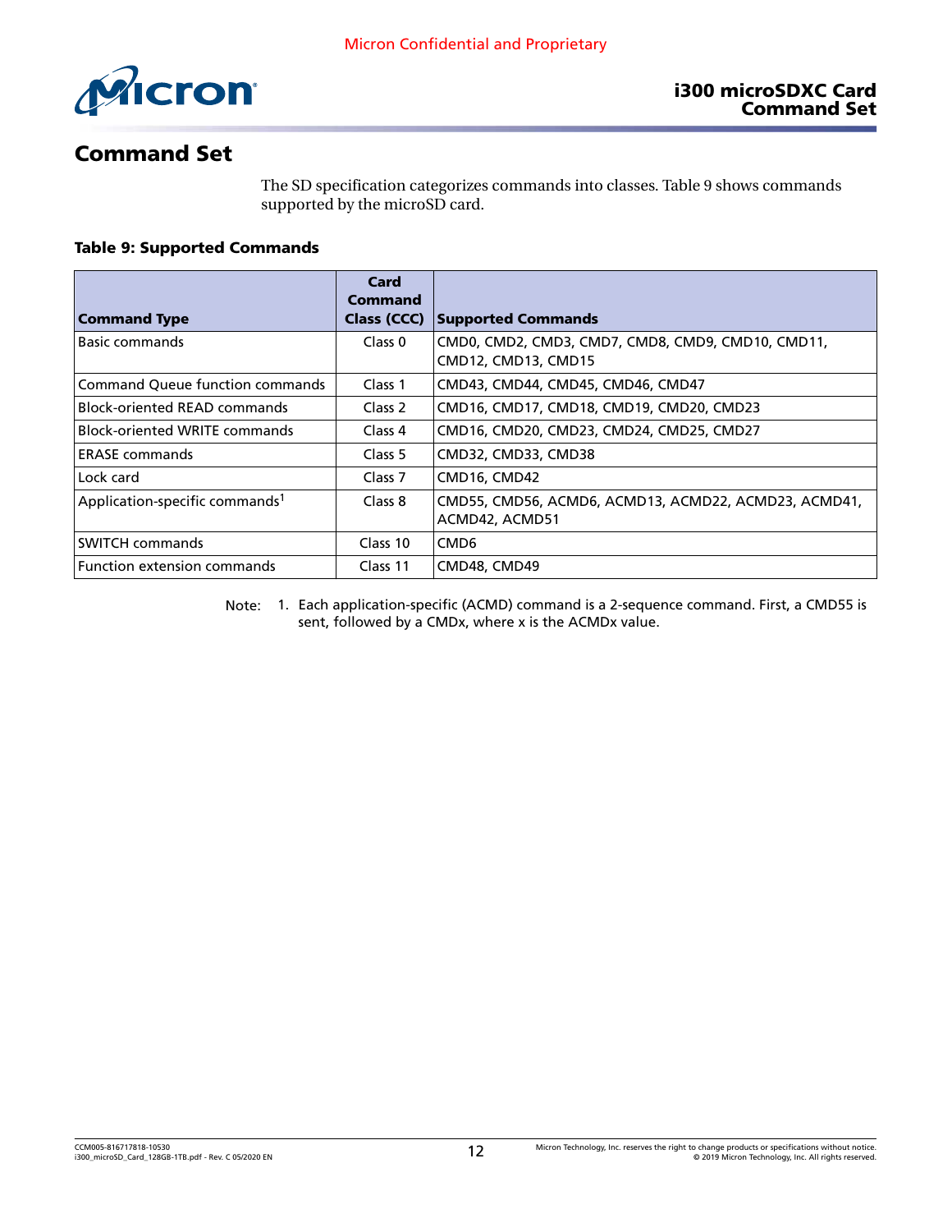# Command Set

The SD specification categorizes commands into classes. Table 9 shows commands supported by the microSD card.

**Table 9: Supported Commands**

| Command Type | Card Command Class (CCC) | Supported Commands |
|---|---|---|
| Basic commands | Class 0 | CMD0, CMD2, CMD3, CMD7, CMD8, CMD9, CMD10, CMD11, CMD12, CMD13, CMD15 |
| Command Queue function commands | Class 1 | CMD43, CMD44, CMD45, CMD46, CMD47 |
| Block-oriented READ commands | Class 2 | CMD16, CMD17, CMD18, CMD19, CMD20, CMD23 |
| Block-oriented WRITE commands | Class 4 | CMD16, CMD20, CMD23, CMD24, CMD25, CMD27 |
| ERASE commands | Class 5 | CMD32, CMD33, CMD38 |
| Lock card | Class 7 | CMD16, CMD42 |
| Application-specific commands[1] | Class 8 | CMD55, CMD56, ACMD6, ACMD13, ACMD22, ACMD23, ACMD41, ACMD42, ACMD51 |
| SWITCH commands | Class 10 | CMD6 |
| Function extension commands | Class 11 | CMD48, CMD49 |

Note: 1. Each application-specific (ACMD) command is a 2-sequence command. First, a CMD55 is sent, followed by a CMDx, where x is the ACMDx value.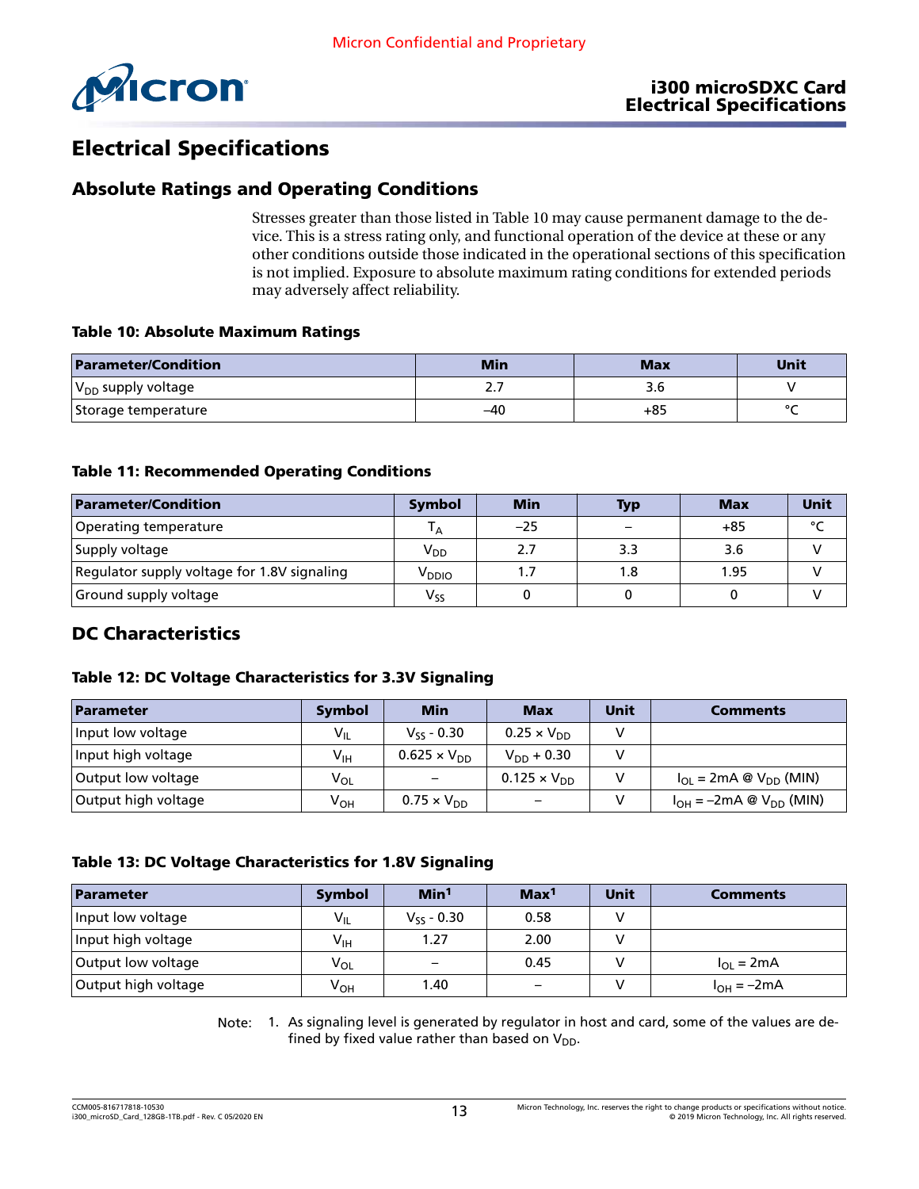# Electrical Specifications

## Absolute Ratings and Operating Conditions

Stresses greater than those listed in Table 10 may cause permanent damage to the device. This is a stress rating only, and functional operation of the device at these or any other conditions outside those indicated in the operational sections of this specification is not implied. Exposure to absolute maximum rating conditions for extended periods may adversely affect reliability.

**Table 10: Absolute Maximum Ratings**

| Parameter/Condition | Min | Max | Unit |
|---|---|---|---|
| $V_{DD}$ supply voltage | 2.7 | 3.6 | V |
| Storage temperature | –40 | +85 | °C |

**Table 11: Recommended Operating Conditions**

| Parameter/Condition | Symbol | Min | Typ | Max | Unit |
|---|---|---|---|---|---|
| Operating temperature | $T_A$ | –25 | – | +85 | °C |
| Supply voltage | $V_{DD}$ | 2.7 | 3.3 | 3.6 | V |
| Regulator supply voltage for 1.8V signaling | $V_{DDIO}$ | 1.7 | 1.8 | 1.95 | V |
| Ground supply voltage | $V_{SS}$ | 0 | 0 | 0 | V |

## DC Characteristics

**Table 12: DC Voltage Characteristics for 3.3V Signaling**

| Parameter | Symbol | Min | Max | Unit | Comments |
|---|---|---|---|---|---|
| Input low voltage | $V_{IL}$ | $V_{SS}$ - 0.30 | 0.25 × $V_{DD}$ | V | |
| Input high voltage | $V_{IH}$ | 0.625 × $V_{DD}$ | $V_{DD}$ + 0.30 | V | |
| Output low voltage | $V_{OL}$ | – | 0.125 × $V_{DD}$ | V | $I_{OL}$ = 2mA @ $V_{DD}$ (MIN) |
| Output high voltage | $V_{OH}$ | 0.75 × $V_{DD}$ | – | V | $I_{OH}$ = –2mA @ $V_{DD}$ (MIN) |

**Table 13: DC Voltage Characteristics for 1.8V Signaling**

| Parameter | Symbol | Min[1] | Max[1] | Unit | Comments |
|---|---|---|---|---|---|
| Input low voltage | $V_{IL}$ | $V_{SS}$ - 0.30 | 0.58 | V | |
| Input high voltage | $V_{IH}$ | 1.27 | 2.00 | V | |
| Output low voltage | $V_{OL}$ | – | 0.45 | V | $I_{OL}$ = 2mA |
| Output high voltage | $V_{OH}$ | 1.40 | – | V | $I_{OH}$ = –2mA |

Note: 1. As signaling level is generated by regulator in host and card, some of the values are defined by fixed value rather than based on $V_{DD}$.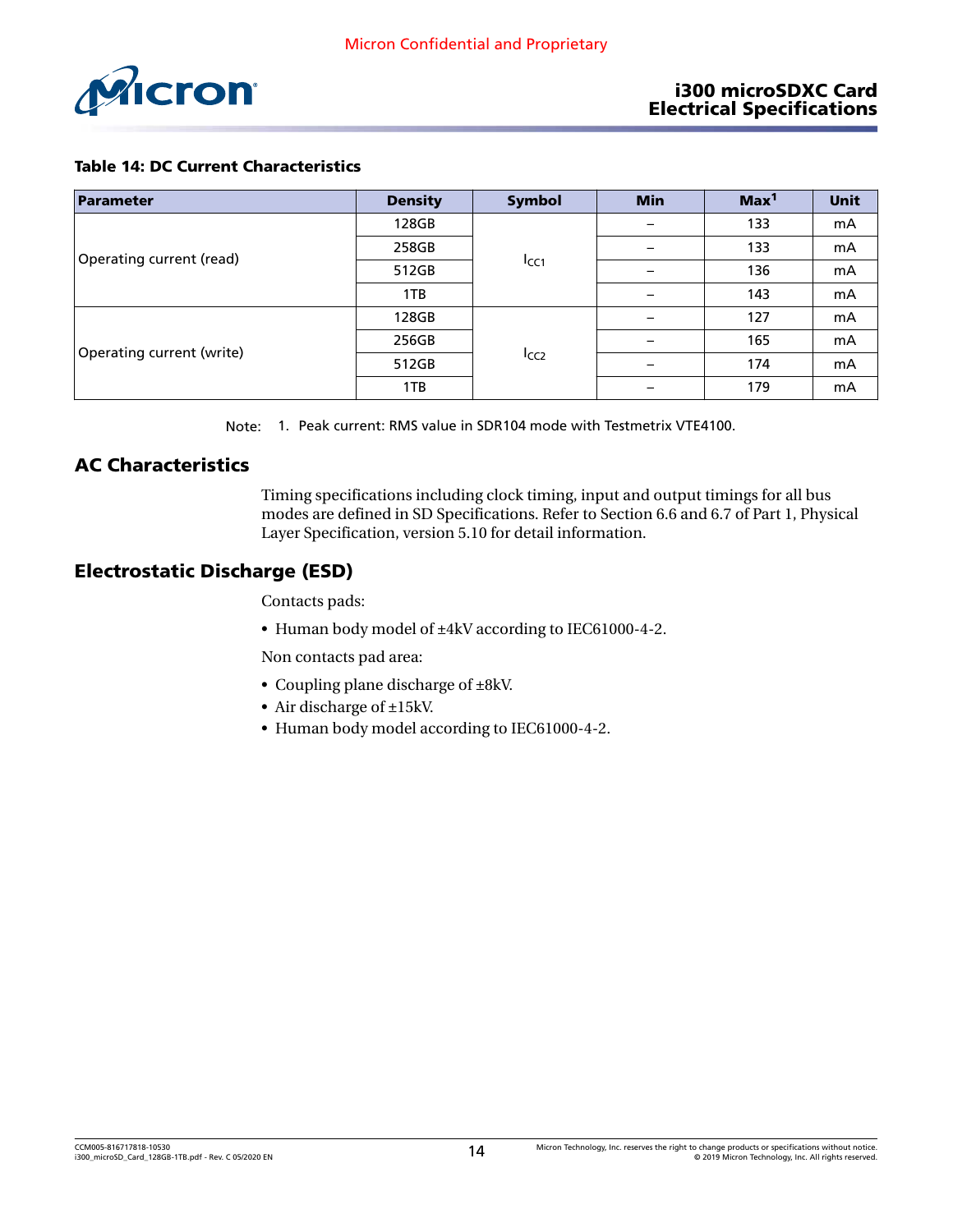**Table 14: DC Current Characteristics**

| Parameter | Density | Symbol | Min | Max[1] | Unit |
|---|---|---|---|---|---|
| Operating current (read) | 128GB | $I_{CC1}$ | – | 133 | mA |
| | 258GB | | – | 133 | mA |
| | 512GB | | – | 136 | mA |
| | 1TB | | – | 143 | mA |
| Operating current (write) | 128GB | $I_{CC2}$ | – | 127 | mA |
| | 256GB | | – | 165 | mA |
| | 512GB | | – | 174 | mA |
| | 1TB | | – | 179 | mA |

Note: 1. Peak current: RMS value in SDR104 mode with Testmetrix VTE4100.

## AC Characteristics

Timing specifications including clock timing, input and output timings for all bus modes are defined in SD Specifications. Refer to Section 6.6 and 6.7 of Part 1, Physical Layer Specification, version 5.10 for detail information.

## Electrostatic Discharge (ESD)

Contacts pads:

- Human body model of ±4kV according to IEC61000-4-2.

Non contacts pad area:

- Coupling plane discharge of ±8kV.
- Air discharge of ±15kV.
- Human body model according to IEC61000-4-2.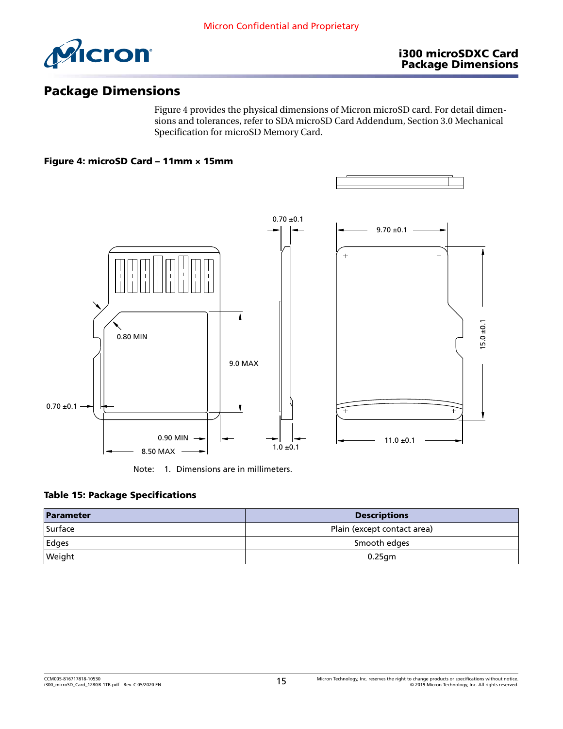## Package Dimensions

Figure 4 provides the physical dimensions of Micron microSD card. For detail dimensions and tolerances, refer to SDA microSD Card Addendum, Section 3.0 Mechanical Specification for microSD Memory Card.

**Figure 4: microSD Card – 11mm × 15mm**

0.70 ±0.1

9.70 ±0.1

0.80 MIN

9.0 MAX

15.0 ±0.1

0.70 ±0.1

0.90 MIN

8.50 MAX

1.0 ±0.1

11.0 ±0.1

Note: 1. Dimensions are in millimeters.

**Table 15: Package Specifications**

| Parameter | Descriptions |
|---|---|
| Surface | Plain (except contact area) |
| Edges | Smooth edges |
| Weight | 0.25gm |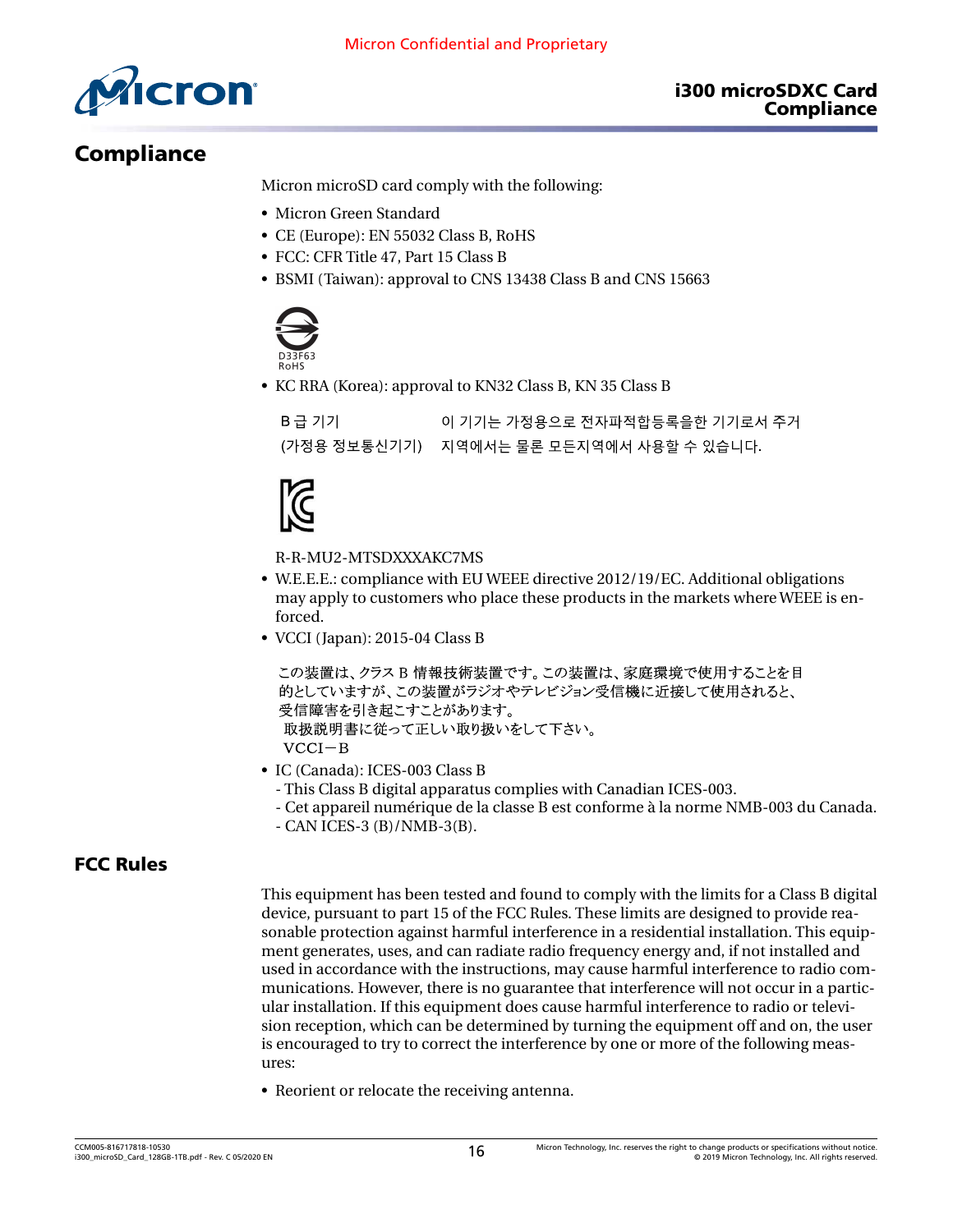## Compliance

Micron microSD card comply with the following:

- Micron Green Standard
- CE (Europe): EN 55032 Class B, RoHS
- FCC: CFR Title 47, Part 15 Class B
- BSMI (Taiwan): approval to CNS 13438 Class B and CNS 15663

D33F63
RoHS

- KC RRA (Korea): approval to KN32 Class B, KN 35 Class B

| B 급 기기 | 이 기기는 가정용으로 전자파적합등록을한 기기로서 주거 |
|---|---|
| (가정용 정보통신기기) | 지역에서는 물론 모든지역에서 사용할 수 있습니다. |

R-R-MU2-MTSDXXXAKC7MS

- W.E.E.E.: compliance with EU WEEE directive 2012/19/EC. Additional obligations may apply to customers who place these products in the markets where WEEE is enforced.
- VCCI (Japan): 2015-04 Class B

この装置は、クラス B 情報技術装置です。この装置は、家庭環境で使用することを目的としていますが、この装置がラジオやテレビジョン受信機に近接して使用されると、受信障害を引き起こすことがあります。
取扱説明書に従って正しい取り扱いをして下さい。
VCCI－B

- IC (Canada): ICES-003 Class B
  - This Class B digital apparatus complies with Canadian ICES-003.
  - Cet appareil numérique de la classe B est conforme à la norme NMB-003 du Canada.
  - CAN ICES-3 (B)/NMB-3(B).

## FCC Rules

This equipment has been tested and found to comply with the limits for a Class B digital device, pursuant to part 15 of the FCC Rules. These limits are designed to provide reasonable protection against harmful interference in a residential installation. This equipment generates, uses, and can radiate radio frequency energy and, if not installed and used in accordance with the instructions, may cause harmful interference to radio communications. However, there is no guarantee that interference will not occur in a particular installation. If this equipment does cause harmful interference to radio or television reception, which can be determined by turning the equipment off and on, the user is encouraged to try to correct the interference by one or more of the following measures:

- Reorient or relocate the receiving antenna.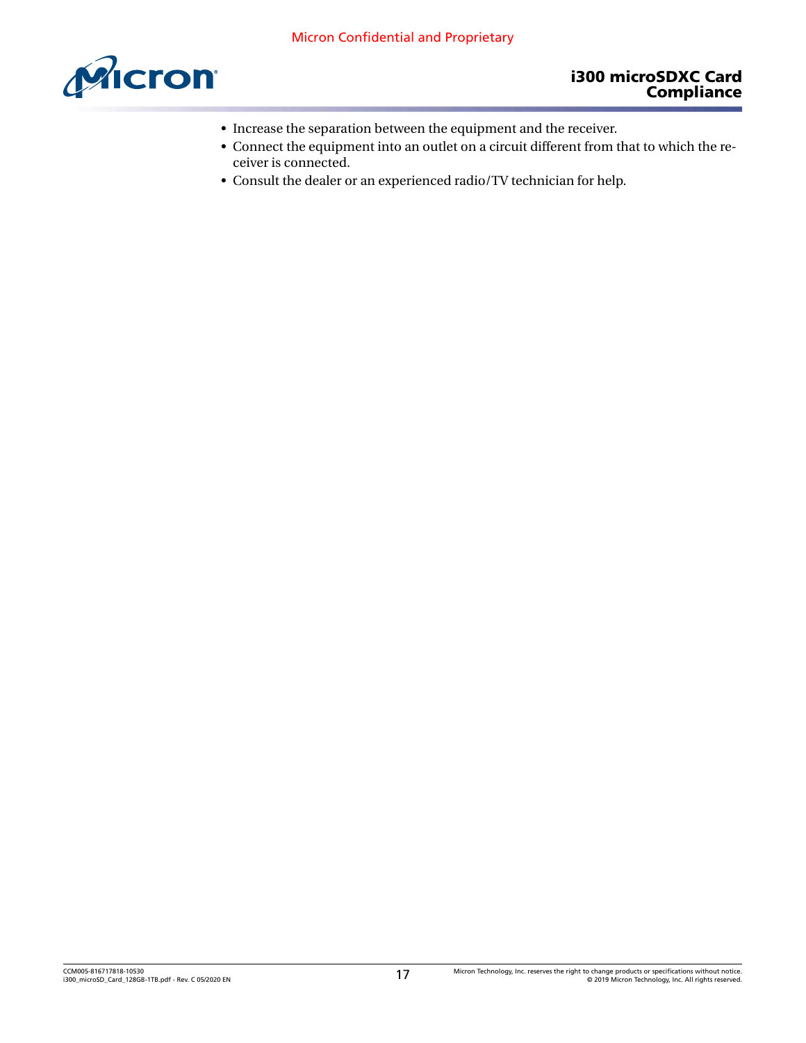- Increase the separation between the equipment and the receiver.
- Connect the equipment into an outlet on a circuit different from that to which the receiver is connected.
- Consult the dealer or an experienced radio/TV technician for help.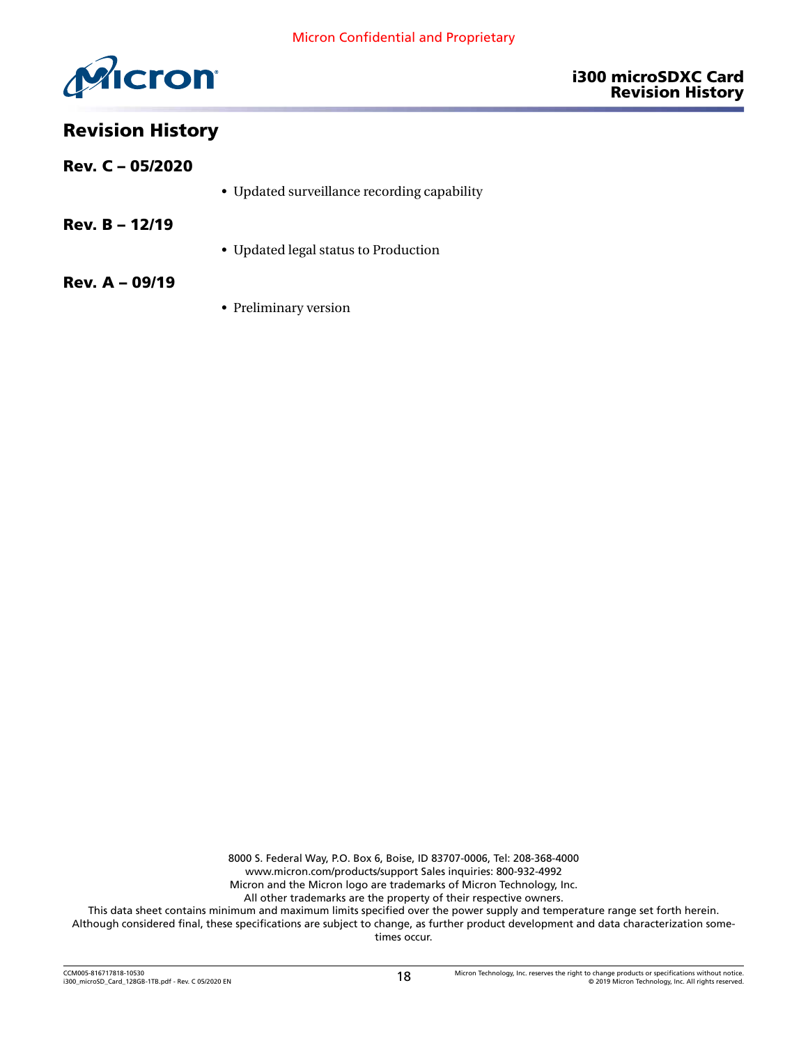# Revision History

## Rev. C – 05/2020

- Updated surveillance recording capability

## Rev. B – 12/19

- Updated legal status to Production

## Rev. A – 09/19

- Preliminary version

8000 S. Federal Way, P.O. Box 6, Boise, ID 83707-0006, Tel: 208-368-4000
www.micron.com/products/support Sales inquiries: 800-932-4992
Micron and the Micron logo are trademarks of Micron Technology, Inc.
All other trademarks are the property of their respective owners.
This data sheet contains minimum and maximum limits specified over the power supply and temperature range set forth herein.
Although considered final, these specifications are subject to change, as further product development and data characterization sometimes occur.